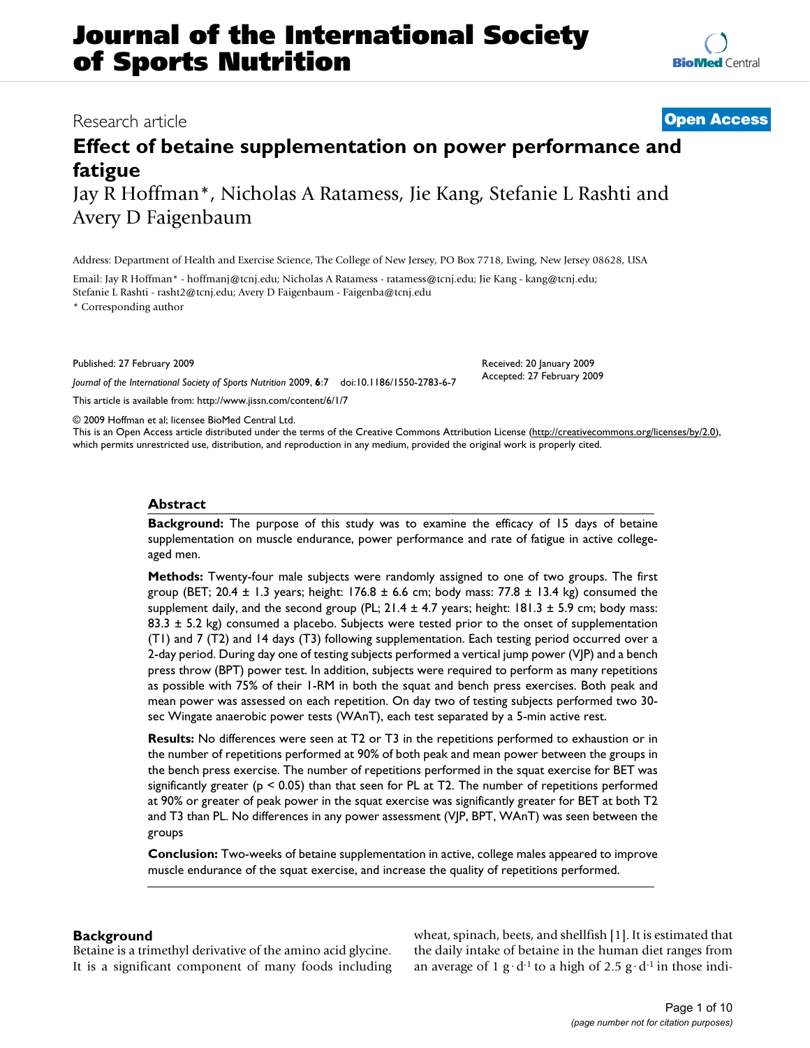# Journal of the International Society of Sports Nutrition

Research article

**Open Access**

# Effect of betaine supplementation on power performance and fatigue

Jay R Hoffman*, Nicholas A Ratamess, Jie Kang, Stefanie L Rashti and Avery D Faigenbaum

Address: Department of Health and Exercise Science, The College of New Jersey, PO Box 7718, Ewing, New Jersey 08628, USA

Email: Jay R Hoffman* - hoffmanj@tcnj.edu; Nicholas A Ratamess - ratamess@tcnj.edu; Jie Kang - kang@tcnj.edu; Stefanie L Rashti - rasht2@tcnj.edu; Avery D Faigenbaum - Faigenba@tcnj.edu

* Corresponding author

Published: 27 February 2009

*Journal of the International Society of Sports Nutrition* 2009, **6**:7 doi:10.1186/1550-2783-6-7

Received: 20 January 2009
Accepted: 27 February 2009

This article is available from: http://www.jissn.com/content/6/1/7

© 2009 Hoffman et al; licensee BioMed Central Ltd.
This is an Open Access article distributed under the terms of the Creative Commons Attribution License (http://creativecommons.org/licenses/by/2.0), which permits unrestricted use, distribution, and reproduction in any medium, provided the original work is properly cited.

## Abstract

**Background:** The purpose of this study was to examine the efficacy of 15 days of betaine supplementation on muscle endurance, power performance and rate of fatigue in active college-aged men.

**Methods:** Twenty-four male subjects were randomly assigned to one of two groups. The first group (BET; 20.4 ± 1.3 years; height: 176.8 ± 6.6 cm; body mass: 77.8 ± 13.4 kg) consumed the supplement daily, and the second group (PL; 21.4 ± 4.7 years; height: 181.3 ± 5.9 cm; body mass: 83.3 ± 5.2 kg) consumed a placebo. Subjects were tested prior to the onset of supplementation (T1) and 7 (T2) and 14 days (T3) following supplementation. Each testing period occurred over a 2-day period. During day one of testing subjects performed a vertical jump power (VJP) and a bench press throw (BPT) power test. In addition, subjects were required to perform as many repetitions as possible with 75% of their 1-RM in both the squat and bench press exercises. Both peak and mean power was assessed on each repetition. On day two of testing subjects performed two 30-sec Wingate anaerobic power tests (WAnT), each test separated by a 5-min active rest.

**Results:** No differences were seen at T2 or T3 in the repetitions performed to exhaustion or in the number of repetitions performed at 90% of both peak and mean power between the groups in the bench press exercise. The number of repetitions performed in the squat exercise for BET was significantly greater ($p < 0.05$) than that seen for PL at T2. The number of repetitions performed at 90% or greater of peak power in the squat exercise was significantly greater for BET at both T2 and T3 than PL. No differences in any power assessment (VJP, BPT, WAnT) was seen between the groups

**Conclusion:** Two-weeks of betaine supplementation in active, college males appeared to improve muscle endurance of the squat exercise, and increase the quality of repetitions performed.

## Background

Betaine is a trimethyl derivative of the amino acid glycine. It is a significant component of many foods including wheat, spinach, beets, and shellfish [1]. It is estimated that the daily intake of betaine in the human diet ranges from an average of 1 $g \cdot d^{-1}$ to a high of 2.5 $g \cdot d^{-1}$ in those indi-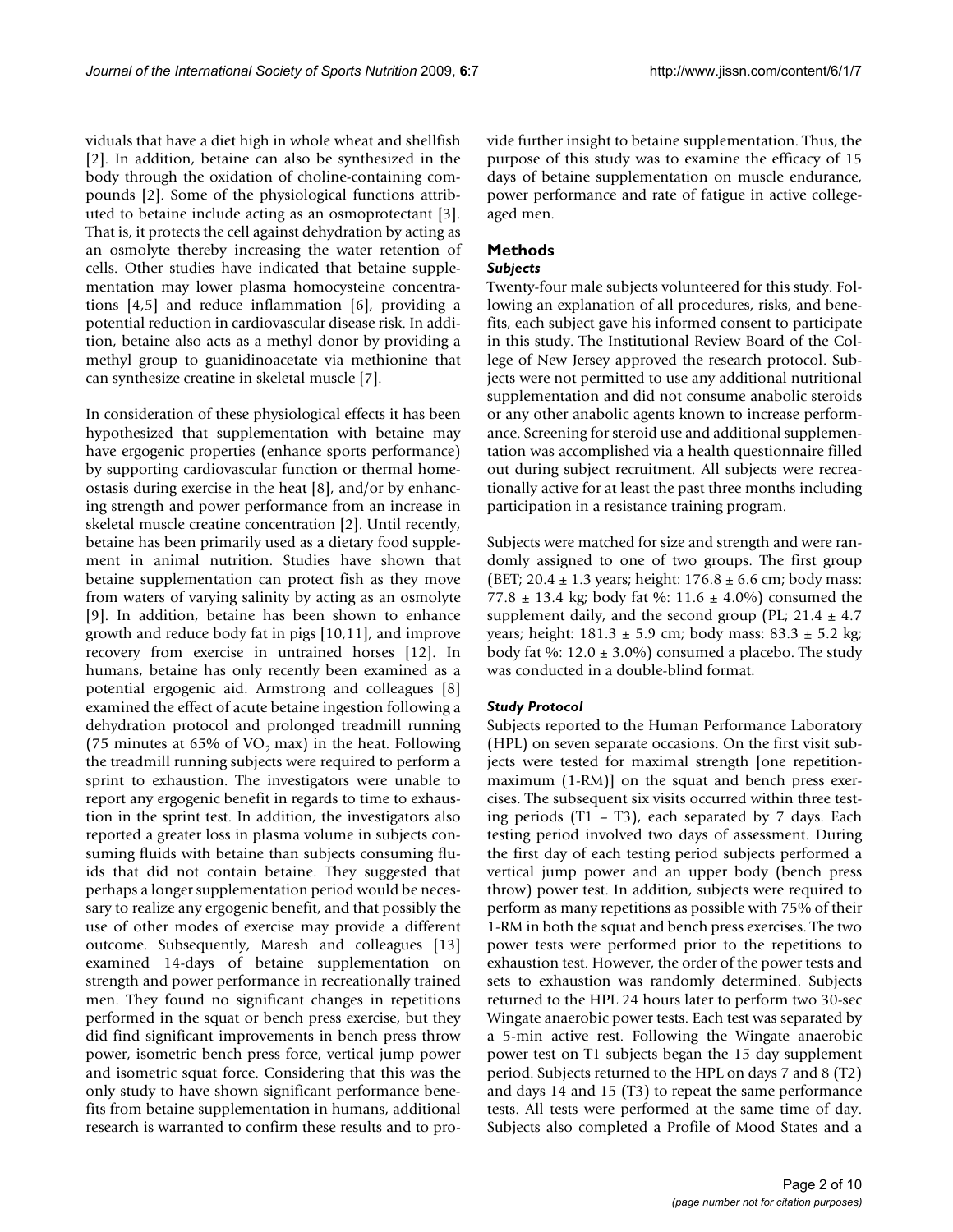viduals that have a diet high in whole wheat and shellfish [2]. In addition, betaine can also be synthesized in the body through the oxidation of choline-containing compounds [2]. Some of the physiological functions attributed to betaine include acting as an osmoprotectant [3]. That is, it protects the cell against dehydration by acting as an osmolyte thereby increasing the water retention of cells. Other studies have indicated that betaine supplementation may lower plasma homocysteine concentrations [4,5] and reduce inflammation [6], providing a potential reduction in cardiovascular disease risk. In addition, betaine also acts as a methyl donor by providing a methyl group to guanidinoacetate via methionine that can synthesize creatine in skeletal muscle [7].

In consideration of these physiological effects it has been hypothesized that supplementation with betaine may have ergogenic properties (enhance sports performance) by supporting cardiovascular function or thermal homeostasis during exercise in the heat [8], and/or by enhancing strength and power performance from an increase in skeletal muscle creatine concentration [2]. Until recently, betaine has been primarily used as a dietary food supplement in animal nutrition. Studies have shown that betaine supplementation can protect fish as they move from waters of varying salinity by acting as an osmolyte [9]. In addition, betaine has been shown to enhance growth and reduce body fat in pigs [10,11], and improve recovery from exercise in untrained horses [12]. In humans, betaine has only recently been examined as a potential ergogenic aid. Armstrong and colleagues [8] examined the effect of acute betaine ingestion following a dehydration protocol and prolonged treadmill running (75 minutes at 65% of $VO_2$ max) in the heat. Following the treadmill running subjects were required to perform a sprint to exhaustion. The investigators were unable to report any ergogenic benefit in regards to time to exhaustion in the sprint test. In addition, the investigators also reported a greater loss in plasma volume in subjects consuming fluids with betaine than subjects consuming fluids that did not contain betaine. They suggested that perhaps a longer supplementation period would be necessary to realize any ergogenic benefit, and that possibly the use of other modes of exercise may provide a different outcome. Subsequently, Maresh and colleagues [13] examined 14-days of betaine supplementation on strength and power performance in recreationally trained men. They found no significant changes in repetitions performed in the squat or bench press exercise, but they did find significant improvements in bench press throw power, isometric bench press force, vertical jump power and isometric squat force. Considering that this was the only study to have shown significant performance benefits from betaine supplementation in humans, additional research is warranted to confirm these results and to provide further insight to betaine supplementation. Thus, the purpose of this study was to examine the efficacy of 15 days of betaine supplementation on muscle endurance, power performance and rate of fatigue in active college-aged men.

## Methods

### *Subjects*

Twenty-four male subjects volunteered for this study. Following an explanation of all procedures, risks, and benefits, each subject gave his informed consent to participate in this study. The Institutional Review Board of the College of New Jersey approved the research protocol. Subjects were not permitted to use any additional nutritional supplementation and did not consume anabolic steroids or any other anabolic agents known to increase performance. Screening for steroid use and additional supplementation was accomplished via a health questionnaire filled out during subject recruitment. All subjects were recreationally active for at least the past three months including participation in a resistance training program.

Subjects were matched for size and strength and were randomly assigned to one of two groups. The first group (BET; 20.4 ± 1.3 years; height: 176.8 ± 6.6 cm; body mass: 77.8 ± 13.4 kg; body fat %: 11.6 ± 4.0%) consumed the supplement daily, and the second group (PL; 21.4 ± 4.7 years; height: 181.3 ± 5.9 cm; body mass: 83.3 ± 5.2 kg; body fat %: 12.0 ± 3.0%) consumed a placebo. The study was conducted in a double-blind format.

### *Study Protocol*

Subjects reported to the Human Performance Laboratory (HPL) on seven separate occasions. On the first visit subjects were tested for maximal strength [one repetition-maximum (1-RM)] on the squat and bench press exercises. The subsequent six visits occurred within three testing periods (T1 – T3), each separated by 7 days. Each testing period involved two days of assessment. During the first day of each testing period subjects performed a vertical jump power and an upper body (bench press throw) power test. In addition, subjects were required to perform as many repetitions as possible with 75% of their 1-RM in both the squat and bench press exercises. The two power tests were performed prior to the repetitions to exhaustion test. However, the order of the power tests and sets to exhaustion was randomly determined. Subjects returned to the HPL 24 hours later to perform two 30-sec Wingate anaerobic power tests. Each test was separated by a 5-min active rest. Following the Wingate anaerobic power test on T1 subjects began the 15 day supplement period. Subjects returned to the HPL on days 7 and 8 (T2) and days 14 and 15 (T3) to repeat the same performance tests. All tests were performed at the same time of day. Subjects also completed a Profile of Mood States and a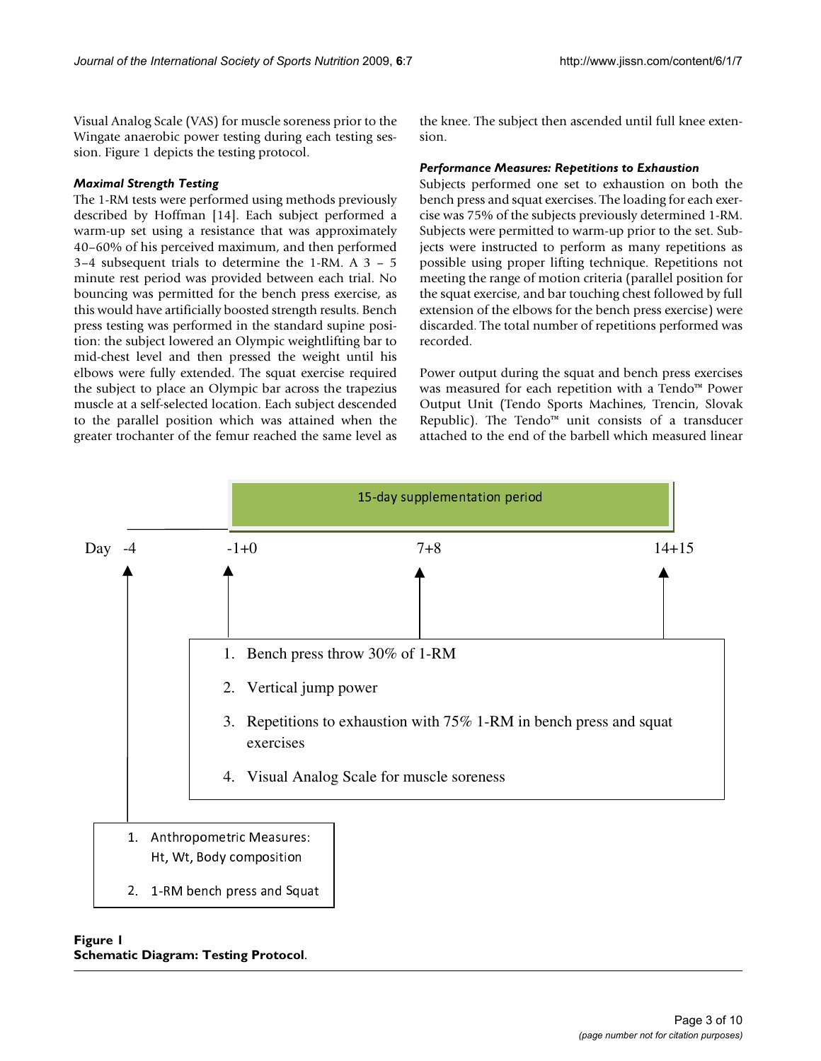Visual Analog Scale (VAS) for muscle soreness prior to the Wingate anaerobic power testing during each testing session. Figure 1 depicts the testing protocol.

### *Maximal Strength Testing*

The 1-RM tests were performed using methods previously described by Hoffman [14]. Each subject performed a warm-up set using a resistance that was approximately 40–60% of his perceived maximum, and then performed 3–4 subsequent trials to determine the 1-RM. A 3 – 5 minute rest period was provided between each trial. No bouncing was permitted for the bench press exercise, as this would have artificially boosted strength results. Bench press testing was performed in the standard supine position: the subject lowered an Olympic weightlifting bar to mid-chest level and then pressed the weight until his elbows were fully extended. The squat exercise required the subject to place an Olympic bar across the trapezius muscle at a self-selected location. Each subject descended to the parallel position which was attained when the greater trochanter of the femur reached the same level as the knee. The subject then ascended until full knee extension.

### *Performance Measures: Repetitions to Exhaustion*

Subjects performed one set to exhaustion on both the bench press and squat exercises. The loading for each exercise was 75% of the subjects previously determined 1-RM. Subjects were permitted to warm-up prior to the set. Subjects were instructed to perform as many repetitions as possible using proper lifting technique. Repetitions not meeting the range of motion criteria (parallel position for the squat exercise, and bar touching chest followed by full extension of the elbows for the bench press exercise) were discarded. The total number of repetitions performed was recorded.

Power output during the squat and bench press exercises was measured for each repetition with a Tendo™ Power Output Unit (Tendo Sports Machines, Trencin, Slovak Republic). The Tendo™ unit consists of a transducer attached to the end of the barbell which measured linear

15-day supplementation period

Day -4 | -1+0 | 7+8 | 14+15

1. Bench press throw 30% of 1-RM
2. Vertical jump power
3. Repetitions to exhaustion with 75% 1-RM in bench press and squat exercises
4. Visual Analog Scale for muscle soreness

1. Anthropometric Measures: Ht, Wt, Body composition
2. 1-RM bench press and Squat

**Figure 1**
**Schematic Diagram: Testing Protocol**.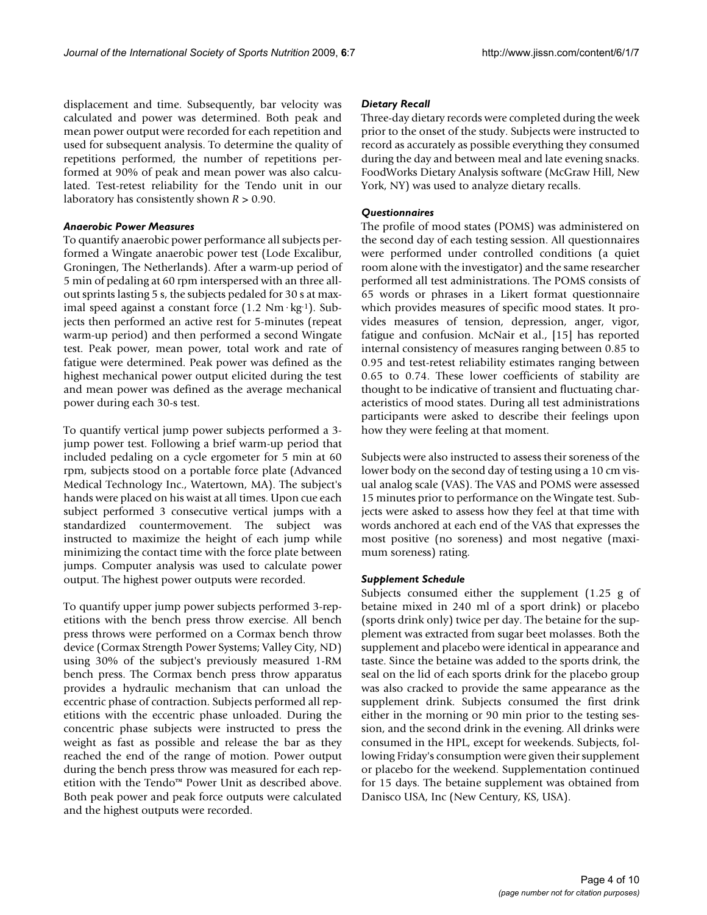displacement and time. Subsequently, bar velocity was calculated and power was determined. Both peak and mean power output were recorded for each repetition and used for subsequent analysis. To determine the quality of repetitions performed, the number of repetitions performed at 90% of peak and mean power was also calculated. Test-retest reliability for the Tendo unit in our laboratory has consistently shown $R > 0.90$.

### *Anaerobic Power Measures*

To quantify anaerobic power performance all subjects performed a Wingate anaerobic power test (Lode Excalibur, Groningen, The Netherlands). After a warm-up period of 5 min of pedaling at 60 rpm interspersed with an three all-out sprints lasting 5 s, the subjects pedaled for 30 s at maximal speed against a constant force ($1.2 \text{ Nm} \cdot \text{kg}^{-1}$). Subjects then performed an active rest for 5-minutes (repeat warm-up period) and then performed a second Wingate test. Peak power, mean power, total work and rate of fatigue were determined. Peak power was defined as the highest mechanical power output elicited during the test and mean power was defined as the average mechanical power during each 30-s test.

To quantify vertical jump power subjects performed a 3-jump power test. Following a brief warm-up period that included pedaling on a cycle ergometer for 5 min at 60 rpm, subjects stood on a portable force plate (Advanced Medical Technology Inc., Watertown, MA). The subject's hands were placed on his waist at all times. Upon cue each subject performed 3 consecutive vertical jumps with a standardized countermovement. The subject was instructed to maximize the height of each jump while minimizing the contact time with the force plate between jumps. Computer analysis was used to calculate power output. The highest power outputs were recorded.

To quantify upper jump power subjects performed 3-repetitions with the bench press throw exercise. All bench press throws were performed on a Cormax bench throw device (Cormax Strength Power Systems; Valley City, ND) using 30% of the subject's previously measured 1-RM bench press. The Cormax bench press throw apparatus provides a hydraulic mechanism that can unload the eccentric phase of contraction. Subjects performed all repetitions with the eccentric phase unloaded. During the concentric phase subjects were instructed to press the weight as fast as possible and release the bar as they reached the end of the range of motion. Power output during the bench press throw was measured for each repetition with the Tendo™ Power Unit as described above. Both peak power and peak force outputs were calculated and the highest outputs were recorded.

### *Dietary Recall*

Three-day dietary records were completed during the week prior to the onset of the study. Subjects were instructed to record as accurately as possible everything they consumed during the day and between meal and late evening snacks. FoodWorks Dietary Analysis software (McGraw Hill, New York, NY) was used to analyze dietary recalls.

### *Questionnaires*

The profile of mood states (POMS) was administered on the second day of each testing session. All questionnaires were performed under controlled conditions (a quiet room alone with the investigator) and the same researcher performed all test administrations. The POMS consists of 65 words or phrases in a Likert format questionnaire which provides measures of specific mood states. It provides measures of tension, depression, anger, vigor, fatigue and confusion. McNair et al., [15] has reported internal consistency of measures ranging between 0.85 to 0.95 and test-retest reliability estimates ranging between 0.65 to 0.74. These lower coefficients of stability are thought to be indicative of transient and fluctuating characteristics of mood states. During all test administrations participants were asked to describe their feelings upon how they were feeling at that moment.

Subjects were also instructed to assess their soreness of the lower body on the second day of testing using a 10 cm visual analog scale (VAS). The VAS and POMS were assessed 15 minutes prior to performance on the Wingate test. Subjects were asked to assess how they feel at that time with words anchored at each end of the VAS that expresses the most positive (no soreness) and most negative (maximum soreness) rating.

### *Supplement Schedule*

Subjects consumed either the supplement (1.25 g of betaine mixed in 240 ml of a sport drink) or placebo (sports drink only) twice per day. The betaine for the supplement was extracted from sugar beet molasses. Both the supplement and placebo were identical in appearance and taste. Since the betaine was added to the sports drink, the seal on the lid of each sports drink for the placebo group was also cracked to provide the same appearance as the supplement drink. Subjects consumed the first drink either in the morning or 90 min prior to the testing session, and the second drink in the evening. All drinks were consumed in the HPL, except for weekends. Subjects, following Friday's consumption were given their supplement or placebo for the weekend. Supplementation continued for 15 days. The betaine supplement was obtained from Danisco USA, Inc (New Century, KS, USA).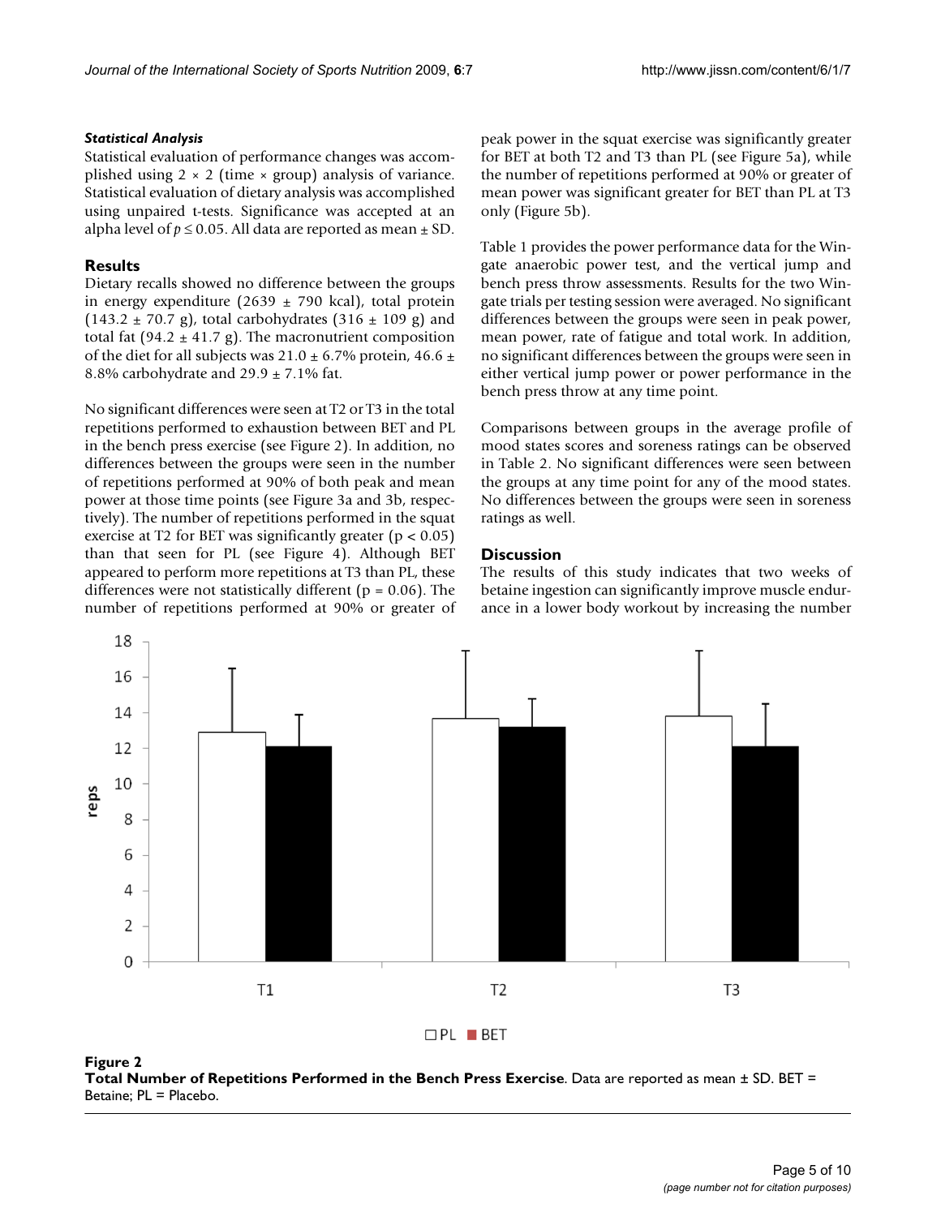### *Statistical Analysis*

Statistical evaluation of performance changes was accomplished using 2 × 2 (time × group) analysis of variance. Statistical evaluation of dietary analysis was accomplished using unpaired t-tests. Significance was accepted at an alpha level of $p \leq 0.05$. All data are reported as mean ± SD.

## Results

Dietary recalls showed no difference between the groups in energy expenditure (2639 ± 790 kcal), total protein (143.2 ± 70.7 g), total carbohydrates (316 ± 109 g) and total fat (94.2 ± 41.7 g). The macronutrient composition of the diet for all subjects was 21.0 ± 6.7% protein, 46.6 ± 8.8% carbohydrate and 29.9 ± 7.1% fat.

No significant differences were seen at T2 or T3 in the total repetitions performed to exhaustion between BET and PL in the bench press exercise (see Figure 2). In addition, no differences between the groups were seen in the number of repetitions performed at 90% of both peak and mean power at those time points (see Figure 3a and 3b, respectively). The number of repetitions performed in the squat exercise at T2 for BET was significantly greater ($p < 0.05$) than that seen for PL (see Figure 4). Although BET appeared to perform more repetitions at T3 than PL, these differences were not statistically different ($p = 0.06$). The number of repetitions performed at 90% or greater of peak power in the squat exercise was significantly greater for BET at both T2 and T3 than PL (see Figure 5a), while the number of repetitions performed at 90% or greater of mean power was significant greater for BET than PL at T3 only (Figure 5b).

Table 1 provides the power performance data for the Wingate anaerobic power test, and the vertical jump and bench press throw assessments. Results for the two Wingate trials per testing session were averaged. No significant differences between the groups were seen in peak power, mean power, rate of fatigue and total work. In addition, no significant differences between the groups were seen in either vertical jump power or power performance in the bench press throw at any time point.

Comparisons between groups in the average profile of mood states scores and soreness ratings can be observed in Table 2. No significant differences were seen between the groups at any time point for any of the mood states. No differences between the groups were seen in soreness ratings as well.

## Discussion

The results of this study indicates that two weeks of betaine ingestion can significantly improve muscle endurance in a lower body workout by increasing the number

**Figure 2**

**Total Number of Repetitions Performed in the Bench Press Exercise**. Data are reported as mean ± SD. BET = Betaine; PL = Placebo.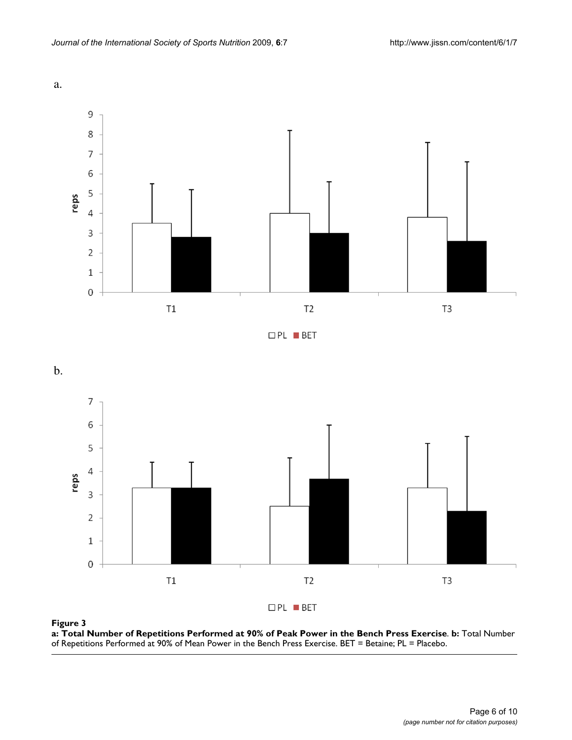a.

b.

**Figure 3**

**a: Total Number of Repetitions Performed at 90% of Peak Power in the Bench Press Exercise**. **b:** Total Number of Repetitions Performed at 90% of Mean Power in the Bench Press Exercise. BET = Betaine; PL = Placebo.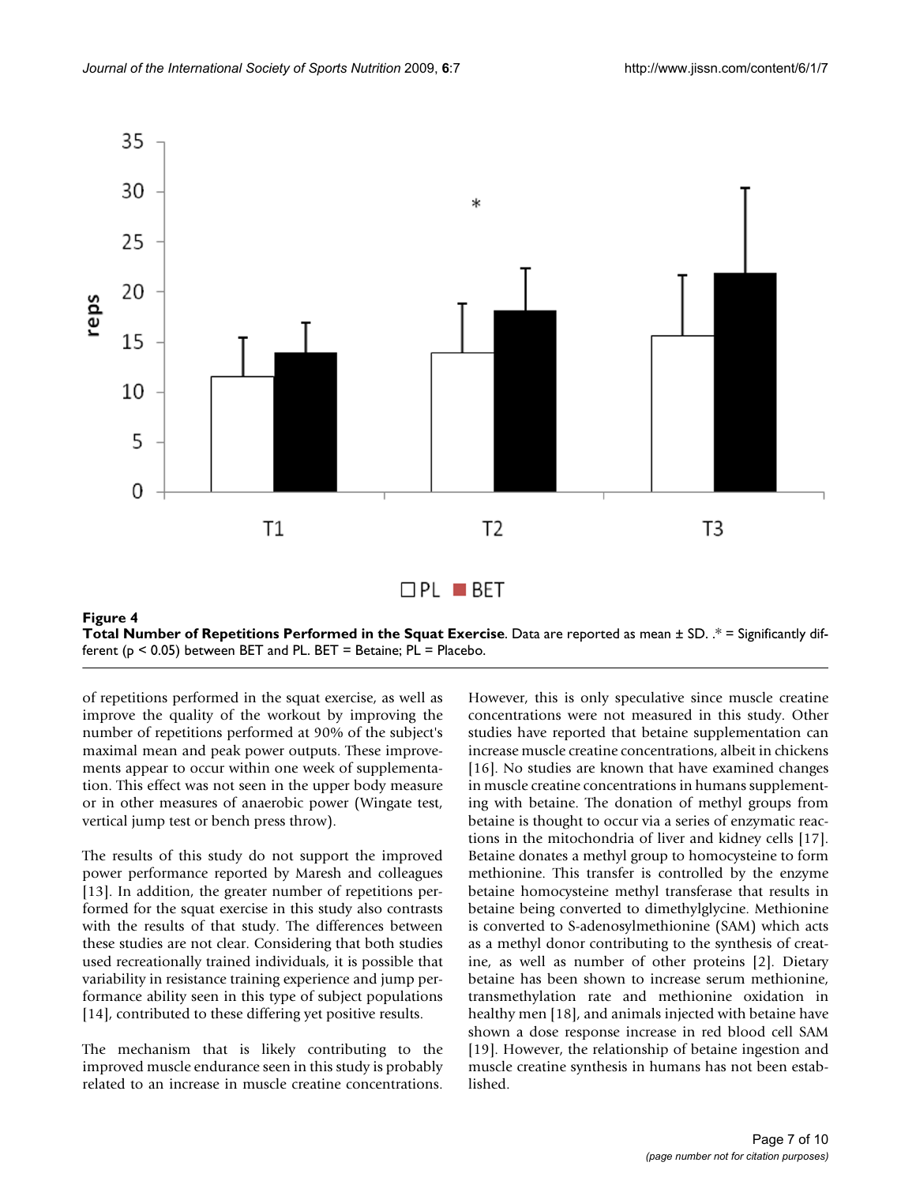35
30
25
20
15
10
5
0
reps
*
T1
T2
T3
PL BET

**Figure 4**
**Total Number of Repetitions Performed in the Squat Exercise**. Data are reported as mean ± SD. .* = Significantly different ($p < 0.05$) between BET and PL. BET = Betaine; PL = Placebo.

of repetitions performed in the squat exercise, as well as improve the quality of the workout by improving the number of repetitions performed at 90% of the subject's maximal mean and peak power outputs. These improvements appear to occur within one week of supplementation. This effect was not seen in the upper body measure or in other measures of anaerobic power (Wingate test, vertical jump test or bench press throw).

The results of this study do not support the improved power performance reported by Maresh and colleagues [13]. In addition, the greater number of repetitions performed for the squat exercise in this study also contrasts with the results of that study. The differences between these studies are not clear. Considering that both studies used recreationally trained individuals, it is possible that variability in resistance training experience and jump performance ability seen in this type of subject populations [14], contributed to these differing yet positive results.

The mechanism that is likely contributing to the improved muscle endurance seen in this study is probably related to an increase in muscle creatine concentrations. However, this is only speculative since muscle creatine concentrations were not measured in this study. Other studies have reported that betaine supplementation can increase muscle creatine concentrations, albeit in chickens [16]. No studies are known that have examined changes in muscle creatine concentrations in humans supplementing with betaine. The donation of methyl groups from betaine is thought to occur via a series of enzymatic reactions in the mitochondria of liver and kidney cells [17]. Betaine donates a methyl group to homocysteine to form methionine. This transfer is controlled by the enzyme betaine homocysteine methyl transferase that results in betaine being converted to dimethylglycine. Methionine is converted to S-adenosylmethionine (SAM) which acts as a methyl donor contributing to the synthesis of creatine, as well as number of other proteins [2]. Dietary betaine has been shown to increase serum methionine, transmethylation rate and methionine oxidation in healthy men [18], and animals injected with betaine have shown a dose response increase in red blood cell SAM [19]. However, the relationship of betaine ingestion and muscle creatine synthesis in humans has not been established.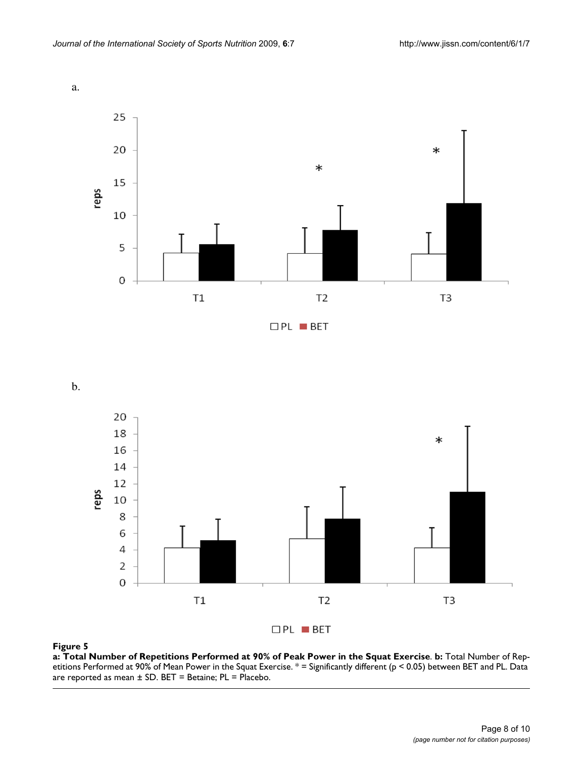a.

b.

**Figure 5**

**a: Total Number of Repetitions Performed at 90% of Peak Power in the Squat Exercise**. **b:** Total Number of Repetitions Performed at 90% of Mean Power in the Squat Exercise. * = Significantly different ($p < 0.05$) between BET and PL. Data are reported as mean ± SD. BET = Betaine; PL = Placebo.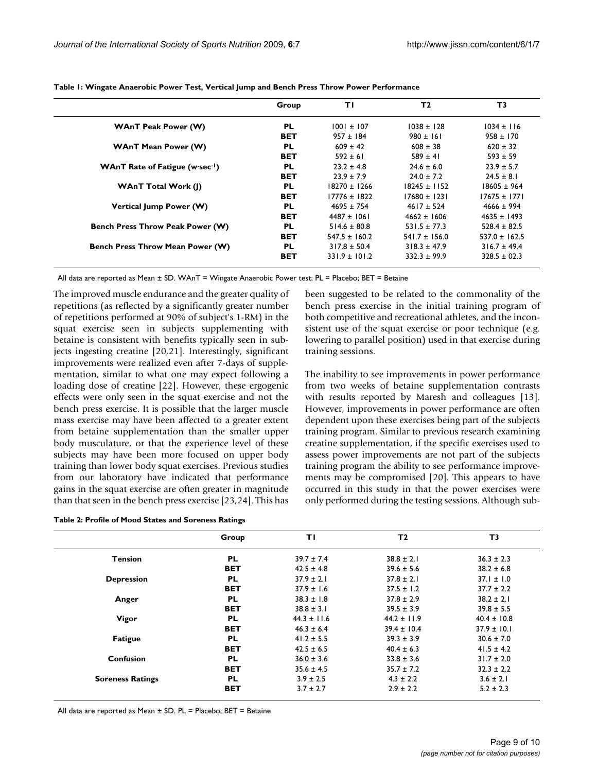**Table 1: Wingate Anaerobic Power Test, Vertical Jump and Bench Press Throw Power Performance**

| | Group | T1 | T2 | T3 |
|---|---|---|---|---|
| WAnT Peak Power (W) | PL | 1001 ± 107 | 1038 ± 128 | 1034 ± 116 |
| | BET | 957 ± 184 | 980 ± 161 | 958 ± 170 |
| WAnT Mean Power (W) | PL | 609 ± 42 | 608 ± 38 | 620 ± 32 |
| | BET | 592 ± 61 | 589 ± 41 | 593 ± 59 |
| WAnT Rate of Fatigue (w·sec$^{-1}$) | PL | 23.2 ± 4.8 | 24.6 ± 6.0 | 23.9 ± 5.7 |
| | BET | 23.9 ± 7.9 | 24.0 ± 7.2 | 24.5 ± 8.1 |
| WAnT Total Work (J) | PL | 18270 ± 1266 | 18245 ± 1152 | 18605 ± 964 |
| | BET | 17776 ± 1822 | 17680 ± 1231 | 17675 ± 1771 |
| Vertical Jump Power (W) | PL | 4695 ± 754 | 4617 ± 524 | 4666 ± 994 |
| | BET | 4487 ± 1061 | 4662 ± 1606 | 4635 ± 1493 |
| Bench Press Throw Peak Power (W) | PL | 514.6 ± 80.8 | 531.5 ± 77.3 | 528.4 ± 82.5 |
| | BET | 547.5 ± 160.2 | 541.7 ± 156.0 | 537.0 ± 162.5 |
| Bench Press Throw Mean Power (W) | PL | 317.8 ± 50.4 | 318.3 ± 47.9 | 316.7 ± 49.4 |
| | BET | 331.9 ± 101.2 | 332.3 ± 99.9 | 328.5 ± 02.3 |

All data are reported as Mean ± SD. WAnT = Wingate Anaerobic Power test; PL = Placebo; BET = Betaine

The improved muscle endurance and the greater quality of repetitions (as reflected by a significantly greater number of repetitions performed at 90% of subject's 1-RM) in the squat exercise seen in subjects supplementing with betaine is consistent with benefits typically seen in subjects ingesting creatine [20,21]. Interestingly, significant improvements were realized even after 7-days of supplementation, similar to what one may expect following a loading dose of creatine [22]. However, these ergogenic effects were only seen in the squat exercise and not the bench press exercise. It is possible that the larger muscle mass exercise may have been affected to a greater extent from betaine supplementation than the smaller upper body musculature, or that the experience level of these subjects may have been more focused on upper body training than lower body squat exercises. Previous studies from our laboratory have indicated that performance gains in the squat exercise are often greater in magnitude than that seen in the bench press exercise [23,24]. This has been suggested to be related to the commonality of the bench press exercise in the initial training program of both competitive and recreational athletes, and the inconsistent use of the squat exercise or poor technique (e.g. lowering to parallel position) used in that exercise during training sessions.

The inability to see improvements in power performance from two weeks of betaine supplementation contrasts with results reported by Maresh and colleagues [13]. However, improvements in power performance are often dependent upon these exercises being part of the subjects training program. Similar to previous research examining creatine supplementation, if the specific exercises used to assess power improvements are not part of the subjects training program the ability to see performance improvements may be compromised [20]. This appears to have occurred in this study in that the power exercises were only performed during the testing sessions. Although sub-

**Table 2: Profile of Mood States and Soreness Ratings**

| | Group | T1 | T2 | T3 |
|---|---|---|---|---|
| Tension | PL | 39.7 ± 7.4 | 38.8 ± 2.1 | 36.3 ± 2.3 |
| | BET | 42.5 ± 4.8 | 39.6 ± 5.6 | 38.2 ± 6.8 |
| Depression | PL | 37.9 ± 2.1 | 37.8 ± 2.1 | 37.1 ± 1.0 |
| | BET | 37.9 ± 1.6 | 37.5 ± 1.2 | 37.7 ± 2.2 |
| Anger | PL | 38.3 ± 1.8 | 37.8 ± 2.9 | 38.2 ± 2.1 |
| | BET | 38.8 ± 3.1 | 39.5 ± 3.9 | 39.8 ± 5.5 |
| Vigor | PL | 44.3 ± 11.6 | 44.2 ± 11.9 | 40.4 ± 10.8 |
| | BET | 46.3 ± 6.4 | 39.4 ± 10.4 | 37.9 ± 10.1 |
| Fatigue | PL | 41.2 ± 5.5 | 39.3 ± 3.9 | 30.6 ± 7.0 |
| | BET | 42.5 ± 6.5 | 40.4 ± 6.3 | 41.5 ± 4.2 |
| Confusion | PL | 36.0 ± 3.6 | 33.8 ± 3.6 | 31.7 ± 2.0 |
| | BET | 35.6 ± 4.5 | 35.7 ± 7.2 | 32.3 ± 2.2 |
| Soreness Ratings | PL | 3.9 ± 2.5 | 4.3 ± 2.2 | 3.6 ± 2.1 |
| | BET | 3.7 ± 2.7 | 2.9 ± 2.2 | 5.2 ± 2.3 |

All data are reported as Mean ± SD. PL = Placebo; BET = Betaine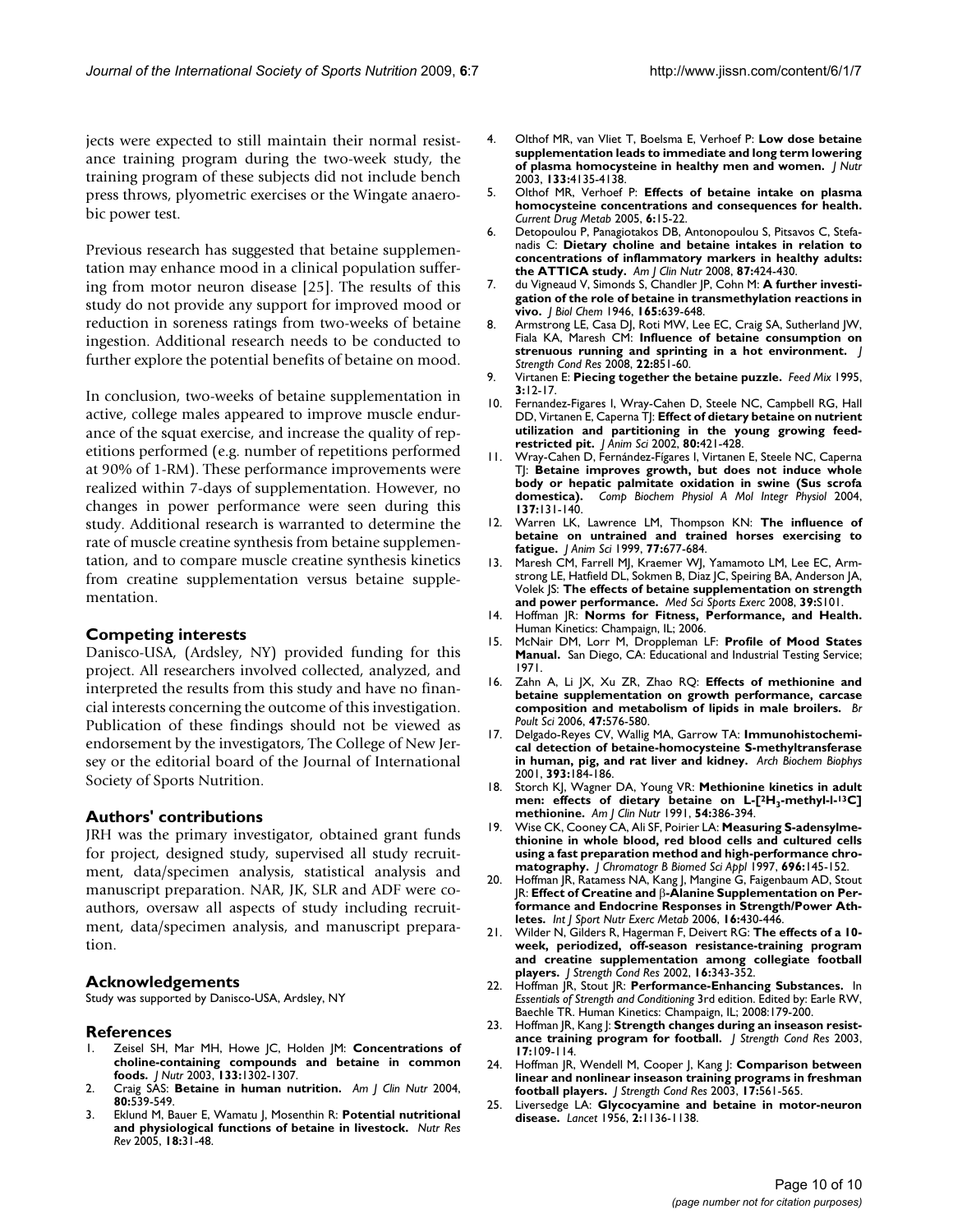jects were expected to still maintain their normal resistance training program during the two-week study, the training program of these subjects did not include bench press throws, plyometric exercises or the Wingate anaerobic power test.

Previous research has suggested that betaine supplementation may enhance mood in a clinical population suffering from motor neuron disease [25]. The results of this study do not provide any support for improved mood or reduction in soreness ratings from two-weeks of betaine ingestion. Additional research needs to be conducted to further explore the potential benefits of betaine on mood.

In conclusion, two-weeks of betaine supplementation in active, college males appeared to improve muscle endurance of the squat exercise, and increase the quality of repetitions performed (e.g. number of repetitions performed at 90% of 1-RM). These performance improvements were realized within 7-days of supplementation. However, no changes in power performance were seen during this study. Additional research is warranted to determine the rate of muscle creatine synthesis from betaine supplementation, and to compare muscle creatine synthesis kinetics from creatine supplementation versus betaine supplementation.

## Competing interests

Danisco-USA, (Ardsley, NY) provided funding for this project. All researchers involved collected, analyzed, and interpreted the results from this study and have no financial interests concerning the outcome of this investigation. Publication of these findings should not be viewed as endorsement by the investigators, The College of New Jersey or the editorial board of the Journal of International Society of Sports Nutrition.

## Authors' contributions

JRH was the primary investigator, obtained grant funds for project, designed study, supervised all study recruitment, data/specimen analysis, statistical analysis and manuscript preparation. NAR, JK, SLR and ADF were co-authors, oversaw all aspects of study including recruitment, data/specimen analysis, and manuscript preparation.

## Acknowledgements

Study was supported by Danisco-USA, Ardsley, NY

## References

1. Zeisel SH, Mar MH, Howe JC, Holden JM: **Concentrations of choline-containing compounds and betaine in common foods.** *J Nutr* 2003, **133:**1302-1307.
2. Craig SAS: **Betaine in human nutrition.** *Am J Clin Nutr* 2004, **80:**539-549.
3. Eklund M, Bauer E, Wamatu J, Mosenthin R: **Potential nutritional and physiological functions of betaine in livestock.** *Nutr Res Rev* 2005, **18:**31-48.
4. Olthof MR, van Vliet T, Boelsma E, Verhoef P: **Low dose betaine supplementation leads to immediate and long term lowering of plasma homocysteine in healthy men and women.** *J Nutr* 2003, **133:**4135-4138.
5. Olthof MR, Verhoef P: **Effects of betaine intake on plasma homocysteine concentrations and consequences for health.** *Current Drug Metab* 2005, **6:**15-22.
6. Detopoulou P, Panagiotakos DB, Antonopoulou S, Pitsavos C, Stefanadis C: **Dietary choline and betaine intakes in relation to concentrations of inflammatory markers in healthy adults: the ATTICA study.** *Am J Clin Nutr* 2008, **87:**424-430.
7. du Vigneaud V, Simonds S, Chandler JP, Cohn M: **A further investigation of the role of betaine in transmethylation reactions in vivo.** *J Biol Chem* 1946, **165:**639-648.
8. Armstrong LE, Casa DJ, Roti MW, Lee EC, Craig SA, Sutherland JW, Fiala KA, Maresh CM: **Influence of betaine consumption on strenuous running and sprinting in a hot environment.** *J Strength Cond Res* 2008, **22:**851-60.
9. Virtanen E: **Piecing together the betaine puzzle.** *Feed Mix* 1995, **3:**12-17.
10. Fernandez-Figares I, Wray-Cahen D, Steele NC, Campbell RG, Hall DD, Virtanen E, Caperna TJ: **Effect of dietary betaine on nutrient utilization and partitioning in the young growing feed-restricted pit.** *J Anim Sci* 2002, **80:**421-428.
11. Wray-Cahen D, Fernández-Fígares I, Virtanen E, Steele NC, Caperna TJ: **Betaine improves growth, but does not induce whole body or hepatic palmitate oxidation in swine (Sus scrofa domestica).** *Comp Biochem Physiol A Mol Integr Physiol* 2004, **137:**131-140.
12. Warren LK, Lawrence LM, Thompson KN: **The influence of betaine on untrained and trained horses exercising to fatigue.** *J Anim Sci* 1999, **77:**677-684.
13. Maresh CM, Farrell MJ, Kraemer WJ, Yamamoto LM, Lee EC, Armstrong LE, Hatfield DL, Sokmen B, Diaz JC, Speiring BA, Anderson JA, Volek JS: **The effects of betaine supplementation on strength and power performance.** *Med Sci Sports Exerc* 2008, **39:**S101.
14. Hoffman JR: **Norms for Fitness, Performance, and Health.** Human Kinetics: Champaign, IL; 2006.
15. McNair DM, Lorr M, Droppleman LF: **Profile of Mood States Manual.** San Diego, CA: Educational and Industrial Testing Service; 1971.
16. Zahn A, Li JX, Xu ZR, Zhao RQ: **Effects of methionine and betaine supplementation on growth performance, carcase composition and metabolism of lipids in male broilers.** *Br Poult Sci* 2006, **47:**576-580.
17. Delgado-Reyes CV, Wallig MA, Garrow TA: **Immunohistochemical detection of betaine-homocysteine S-methyltransferase in human, pig, and rat liver and kidney.** *Arch Biochem Biophys* 2001, **393:**184-186.
18. Storch KJ, Wagner DA, Young VR: **Methionine kinetics in adult men: effects of dietary betaine on L-[$^{2}H_{3}$-methyl-l-$^{13}C$] methionine.** *Am J Clin Nutr* 1991, **54:**386-394.
19. Wise CK, Cooney CA, Ali SF, Poirier LA: **Measuring S-adensylmethionine in whole blood, red blood cells and cultured cells using a fast preparation method and high-performance chromatography.** *J Chromatogr B Biomed Sci Appl* 1997, **696:**145-152.
20. Hoffman JR, Ratamess NA, Kang J, Mangine G, Faigenbaum AD, Stout JR: **Effect of Creatine and β-Alanine Supplementation on Performance and Endocrine Responses in Strength/Power Athletes.** *Int J Sport Nutr Exerc Metab* 2006, **16:**430-446.
21. Wilder N, Gilders R, Hagerman F, Deivert RG: **The effects of a 10-week, periodized, off-season resistance-training program and creatine supplementation among collegiate football players.** *J Strength Cond Res* 2002, **16:**343-352.
22. Hoffman JR, Stout JR: **Performance-Enhancing Substances.** In *Essentials of Strength and Conditioning* 3rd edition. Edited by: Earle RW, Baechle TR. Human Kinetics: Champaign, IL; 2008:179-200.
23. Hoffman JR, Kang J: **Strength changes during an inseason resistance training program for football.** *J Strength Cond Res* 2003, **17:**109-114.
24. Hoffman JR, Wendell M, Cooper J, Kang J: **Comparison between linear and nonlinear inseason training programs in freshman football players.** *J Strength Cond Res* 2003, **17:**561-565.
25. Liversedge LA: **Glycocyamine and betaine in motor-neuron disease.** *Lancet* 1956, **2:**1136-1138.